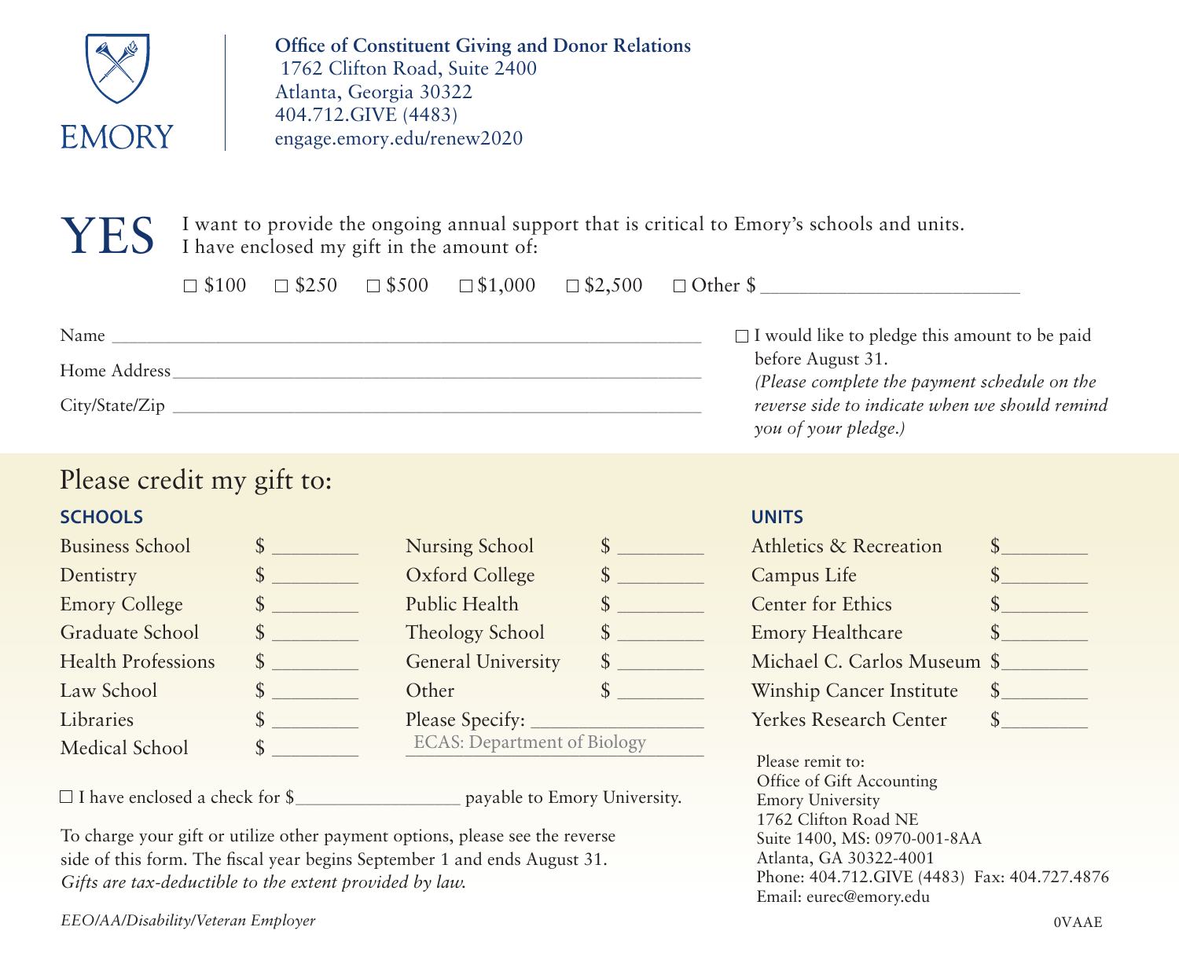EMORY

**Office of Constituent Giving and Donor Relations**
1762 Clifton Road, Suite 2400
Atlanta, Georgia 30322
404.712.GIVE (4483)
engage.emory.edu/renew2020

# YES

I want to provide the ongoing annual support that is critical to Emory's schools and units.
I have enclosed my gift in the amount of:

☐ $100 ☐ $250 ☐ $500 ☐ $1,000 ☐ $2,500 ☐ Other $ ______________________

Name ____________________________________________

Home Address ____________________________________________

City/State/Zip ____________________________________________

☐ I would like to pledge this amount to be paid before August 31.
*(Please complete the payment schedule on the reverse side to indicate when we should remind you of your pledge.)*

## Please credit my gift to:

### SCHOOLS

| | |
|---|---|
| Business School | $ ________ |
| Dentistry | $ ________ |
| Emory College | $ ________ |
| Graduate School | $ ________ |
| Health Professions | $ ________ |
| Law School | $ ________ |
| Libraries | $ ________ |
| Medical School | $ ________ |
| Nursing School | $ ________ |
| Oxford College | $ ________ |
| Public Health | $ ________ |
| Theology School | $ ________ |
| General University | $ ________ |
| Other | $ ________ |

Please Specify: ________________
ECAS: Department of Biology

### UNITS

| | |
|---|---|
| Athletics & Recreation | $________ |
| Campus Life | $________ |
| Center for Ethics | $________ |
| Emory Healthcare | $________ |
| Michael C. Carlos Museum | $________ |
| Winship Cancer Institute | $________ |
| Yerkes Research Center | $________ |

☐ I have enclosed a check for $________________ payable to Emory University.

To charge your gift or utilize other payment options, please see the reverse side of this form. The fiscal year begins September 1 and ends August 31.
*Gifts are tax-deductible to the extent provided by law.*

Please remit to:
Office of Gift Accounting
Emory University
1762 Clifton Road NE
Suite 1400, MS: 0970-001-8AA
Atlanta, GA 30322-4001
Phone: 404.712.GIVE (4483) Fax: 404.727.4876
Email: eurec@emory.edu

*EEO/AA/Disability/Veteran Employer*

0VAAE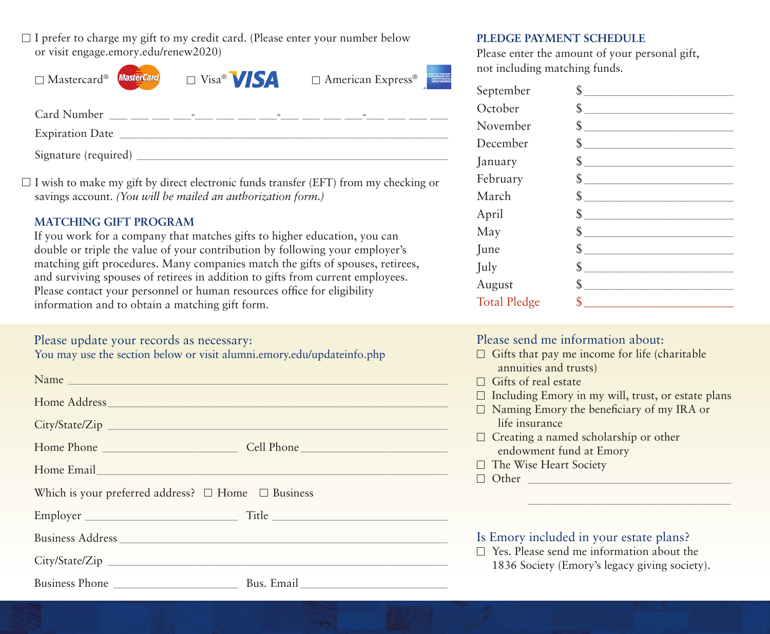☐ I prefer to charge my gift to my credit card. (Please enter your number below or visit engage.emory.edu/renew2020)

☐ Mastercard® ☐ Visa® ☐ American Express®

Card Number ___ ___ ___ ___-___ ___ ___ ___-___ ___ ___ ___-___ ___ ___ ___

Expiration Date ______________________________

Signature (required) ______________________________

☐ I wish to make my gift by direct electronic funds transfer (EFT) from my checking or savings account. *(You will be mailed an authorization form.)*

## MATCHING GIFT PROGRAM

If you work for a company that matches gifts to higher education, you can double or triple the value of your contribution by following your employer's matching gift procedures. Many companies match the gifts of spouses, retirees, and surviving spouses of retirees in addition to gifts from current employees. Please contact your personnel or human resources office for eligibility information and to obtain a matching gift form.

## PLEDGE PAYMENT SCHEDULE

Please enter the amount of your personal gift, not including matching funds.

| | |
|---|---|
| September | $ ______________ |
| October | $ ______________ |
| November | $ ______________ |
| December | $ ______________ |
| January | $ ______________ |
| February | $ ______________ |
| March | $ ______________ |
| April | $ ______________ |
| May | $ ______________ |
| June | $ ______________ |
| July | $ ______________ |
| August | $ ______________ |
| Total Pledge | $ ______________ |

## Please update your records as necessary:

You may use the section below or visit alumni.emory.edu/updateinfo.php

Name ______________________________

Home Address ______________________________

City/State/Zip ______________________________

Home Phone ______________ Cell Phone ______________

Home Email ______________________________

Which is your preferred address? ☐ Home ☐ Business

Employer ______________ Title ______________

Business Address ______________________________

City/State/Zip ______________________________

Business Phone ______________ Bus. Email ______________

## Please send me information about:

- ☐ Gifts that pay me income for life (charitable annuities and trusts)
- ☐ Gifts of real estate
- ☐ Including Emory in my will, trust, or estate plans
- ☐ Naming Emory the beneficiary of my IRA or life insurance
- ☐ Creating a named scholarship or other endowment fund at Emory
- ☐ The Wise Heart Society
- ☐ Other ______________________________

## Is Emory included in your estate plans?

☐ Yes. Please send me information about the 1836 Society (Emory's legacy giving society).